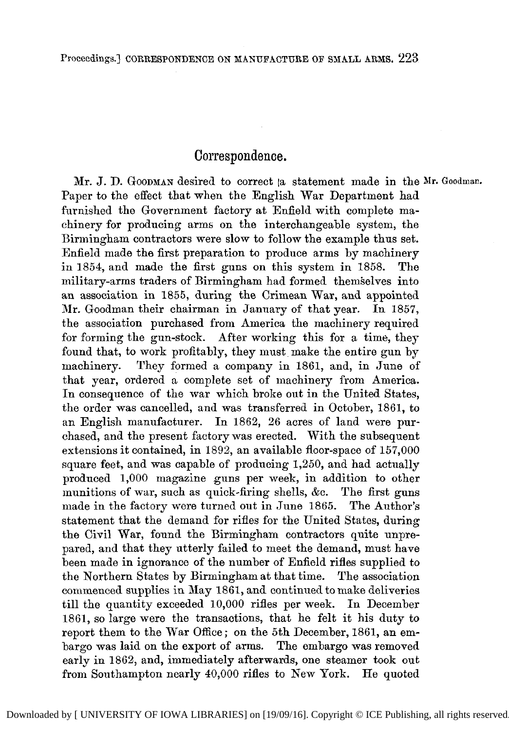## Correspondence.

Mr. J. D. GOODMAN desired to correct a statement made in the Paper to the effect that when the English War Department had furnished the Government factory at Enfield with complete machinery for producing arms on the interchangeable system, the Birmingham contractors were slow to follow the example thus set. Enfield made the first preparation to produce arms by machinery in 1854, and made the first guns on this system in 1858. The military-arms traders of Birmingham had formed themselves into an association in 1855, during the Crimean War, and appointed Mr. Goodman their chairman in January of that year. In 1857, the association purchased from America the machinery required for forming the gun-stock. After working this for a time, they found that, to work profitably, they must make the entire gun by machinery. They formed a company in 1861, and, in June of that year, ordered a complete set of machinery from America. In consequence of the war which broke out in the United States, the order was cancelled, and was transferred in October, 1861, to an English manufacturer. In 1862, 26 acres of land were purchased, and the present factory was erected. With the subsequent extensions it contained, in 1892, an available floor-space of 157,000 square feet, and was capable of producing 1,250, and had actually produced 1,000 magazine guns per week, in addition to other munitions of war, such as quick-firing shells, &c. The first guns made in the factory were turned out in June 1865. The Author's statement that the demand for rifles for the United States, during the Civil War, found the Birmingham contractors quite unprepared, and that they utterly failed to meet the demand, must have been made in ignorance of the number of Enfield rifles supplied to the Northern States by Birmingham at that time. The association commenced supplies in May 1861, and continued to make deliveries till the quantity exceeded 10,000 rifles per week. In December 1861, so large were the transactions, that he felt it his duty to report them to the War Office; on the 5th December, 1861, an embargo was laid on the export of arms. The embargo was removed early in 1862, and, immediately afterwards, one steamer took out from Southampton nearly 40,000 rifles to New York. He quoted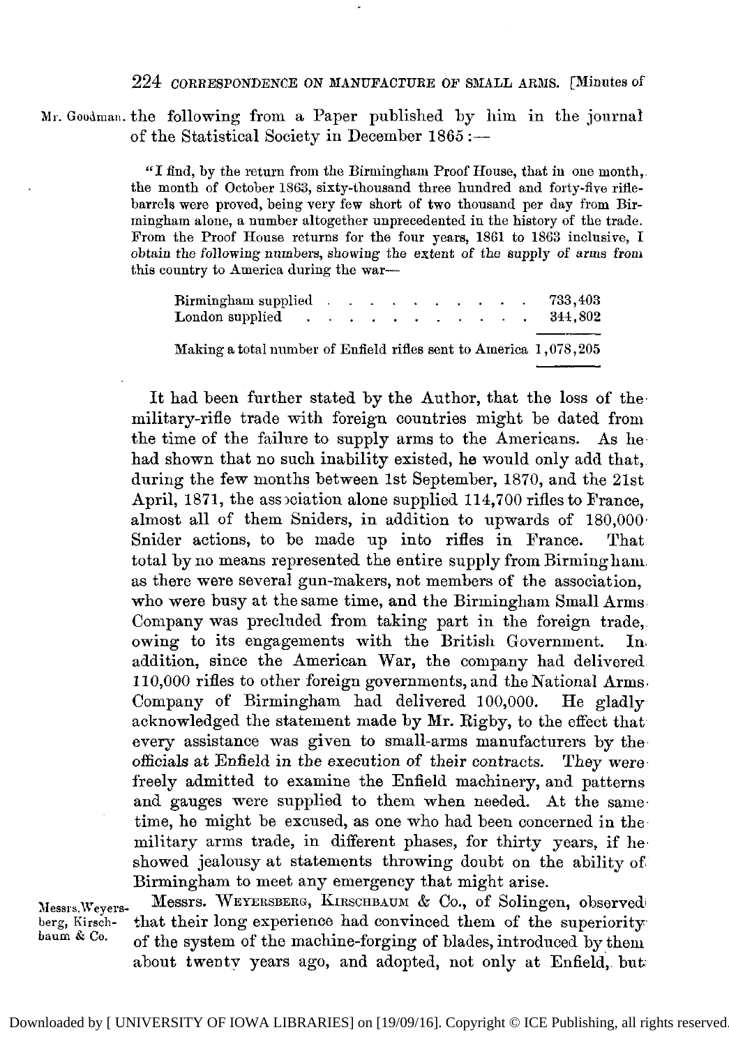Mr. Goodman. the following from a Paper published by him in the journal of the Statistical Society in December 1865:—

> "I find, by the return from the Birmingham Proof House, that in one month, the month of October 1863, sixty-thousand three hundred and forty-five rifle-barrels were proved, being very few short of two thousand per day from Birmingham alone, a number altogether unprecedented in the history of the trade. From the Proof House returns for the four years, 1861 to 1863 inclusive, I obtain the following numbers, showing the extent of the supply of arms from this country to America during the war—
>
> | | |
> |---|---|
> | Birmingham supplied | 733,403 |
> | London supplied | 344,802 |
> | Making a total number of Enfield rifles sent to America | 1,078,205 |

It had been further stated by the Author, that the loss of the military-rifle trade with foreign countries might be dated from the time of the failure to supply arms to the Americans. As he had shown that no such inability existed, he would only add that, during the few months between 1st September, 1870, and the 21st April, 1871, the association alone supplied 114,700 rifles to France, almost all of them Sniders, in addition to upwards of 180,000 Snider actions, to be made up into rifles in France. That total by no means represented the entire supply from Birmingham as there were several gun-makers, not members of the association, who were busy at the same time, and the Birmingham Small Arms Company was precluded from taking part in the foreign trade, owing to its engagements with the British Government. In addition, since the American War, the company had delivered 110,000 rifles to other foreign governments, and the National Arms Company of Birmingham had delivered 100,000. He gladly acknowledged the statement made by Mr. Rigby, to the effect that every assistance was given to small-arms manufacturers by the officials at Enfield in the execution of their contracts. They were freely admitted to examine the Enfield machinery, and patterns and gauges were supplied to them when needed. At the same time, he might be excused, as one who had been concerned in the military arms trade, in different phases, for thirty years, if he showed jealousy at statements throwing doubt on the ability of Birmingham to meet any emergency that might arise.

Messrs. Weyersberg, Kirschbaum & Co. Messrs. WEYERSBERG, KIRSCHBAUM & Co., of Solingen, observed that their long experience had convinced them of the superiority of the system of the machine-forging of blades, introduced by them about twenty years ago, and adopted, not only at Enfield, but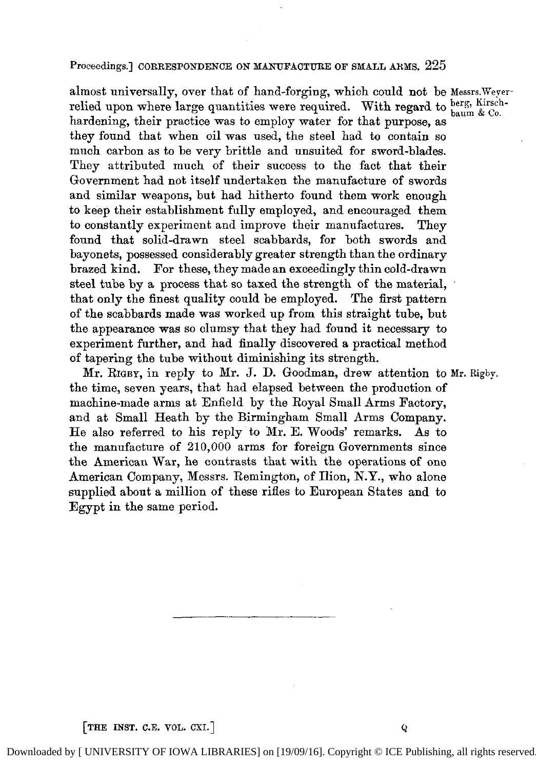almost universally, over that of hand-forging, which could not be relied upon where large quantities were required. With regard to hardening, their practice was to employ water for that purpose, as they found that when oil was used, the steel had to contain so much carbon as to be very brittle and unsuited for sword-blades. They attributed much of their success to the fact that their Government had not itself undertaken the manufacture of swords and similar weapons, but had hitherto found them work enough to keep their establishment fully employed, and encouraged them to constantly experiment and improve their manufactures. They found that solid-drawn steel scabbards, for both swords and bayonets, possessed considerably greater strength than the ordinary brazed kind. For these, they made an exceedingly thin cold-drawn steel tube by a process that so taxed the strength of the material, that only the finest quality could be employed. The first pattern of the scabbards made was worked up from this straight tube, but the appearance was so clumsy that they had found it necessary to experiment further, and had finally discovered a practical method of tapering the tube without diminishing its strength.

Mr. RIGBY, in reply to Mr. J. D. Goodman, drew attention to the time, seven years, that had elapsed between the production of machine-made arms at Enfield by the Royal Small Arms Factory, and at Small Heath by the Birmingham Small Arms Company. He also referred to his reply to Mr. E. Woods' remarks. As to the manufacture of 210,000 arms for foreign Governments since the American War, he contrasts that with the operations of one American Company, Messrs. Remington, of Ilion, N.Y., who alone supplied about a million of these rifles to European States and to Egypt in the same period.